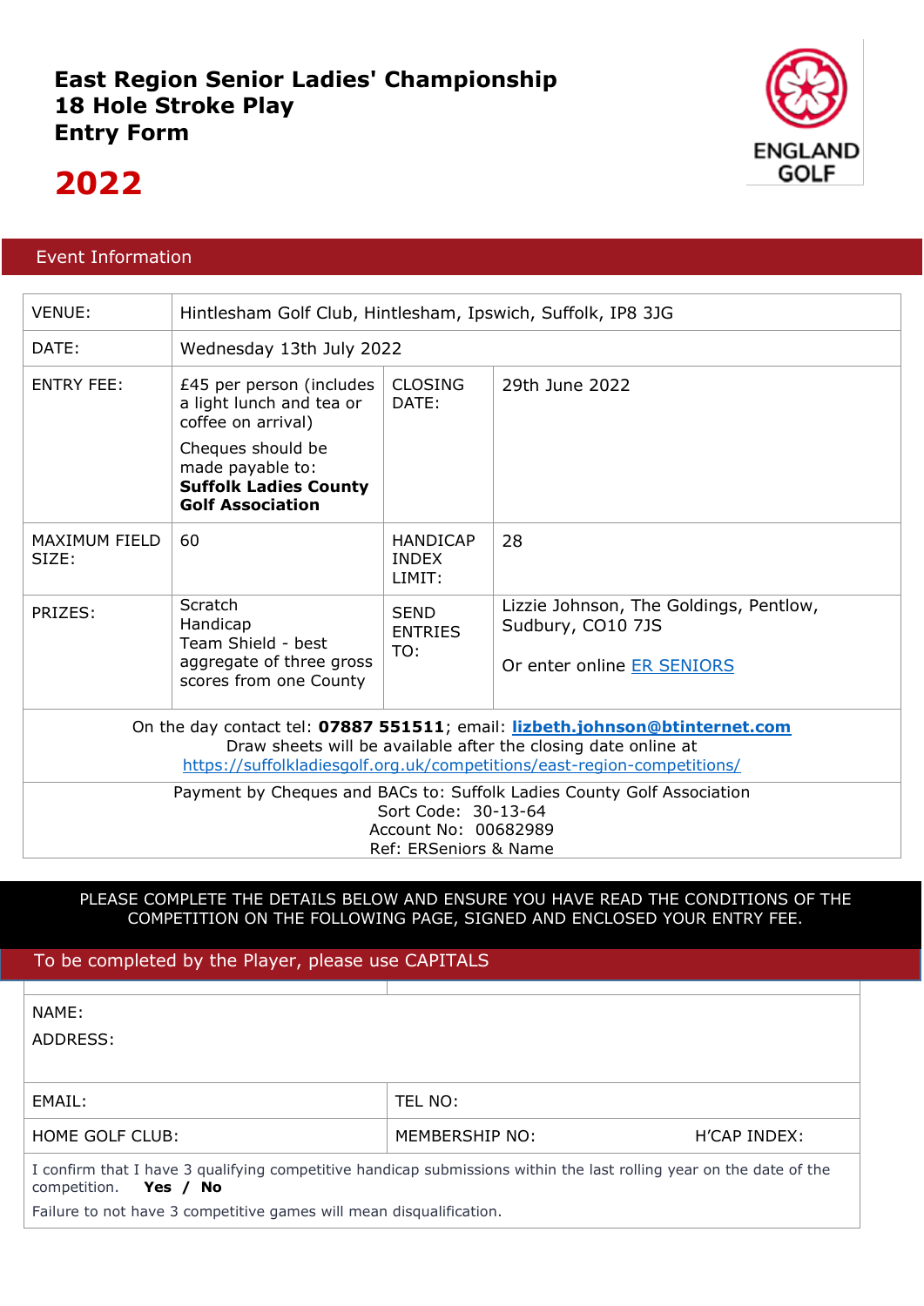# East Region Senior Ladies' Championship
# 18 Hole Stroke Play
# Entry Form

# 2022

ENGLAND GOLF

## Event Information

| | | | |
|---|---|---|---|
| VENUE: | Hintlesham Golf Club, Hintlesham, Ipswich, Suffolk, IP8 3JG | | |
| DATE: | Wednesday 13th July 2022 | | |
| ENTRY FEE: | £45 per person (includes a light lunch and tea or coffee on arrival)<br><br>Cheques should be made payable to: **Suffolk Ladies County Golf Association** | CLOSING DATE: | 29th June 2022 |
| MAXIMUM FIELD SIZE: | 60 | HANDICAP INDEX LIMIT: | 28 |
| PRIZES: | Scratch<br>Handicap<br>Team Shield - best aggregate of three gross scores from one County | SEND ENTRIES TO: | Lizzie Johnson, The Goldings, Pentlow, Sudbury, CO10 7JS<br><br>Or enter online ER SENIORS |

On the day contact tel: **07887 551511**; email: **lizbeth.johnson@btinternet.com**
Draw sheets will be available after the closing date online at
https://suffolkladiesgolf.org.uk/competitions/east-region-competitions/

Payment by Cheques and BACs to: Suffolk Ladies County Golf Association
Sort Code: 30-13-64
Account No: 00682989
Ref: ERSeniors & Name

PLEASE COMPLETE THE DETAILS BELOW AND ENSURE YOU HAVE READ THE CONDITIONS OF THE COMPETITION ON THE FOLLOWING PAGE, SIGNED AND ENCLOSED YOUR ENTRY FEE.

## To be completed by the Player, please use CAPITALS

| | | |
|---|---|---|
| NAME:<br>ADDRESS: | | |
| EMAIL: | TEL NO: | |
| HOME GOLF CLUB: | MEMBERSHIP NO: | H'CAP INDEX: |

I confirm that I have 3 qualifying competitive handicap submissions within the last rolling year on the date of the competition. **Yes / No**

Failure to not have 3 competitive games will mean disqualification.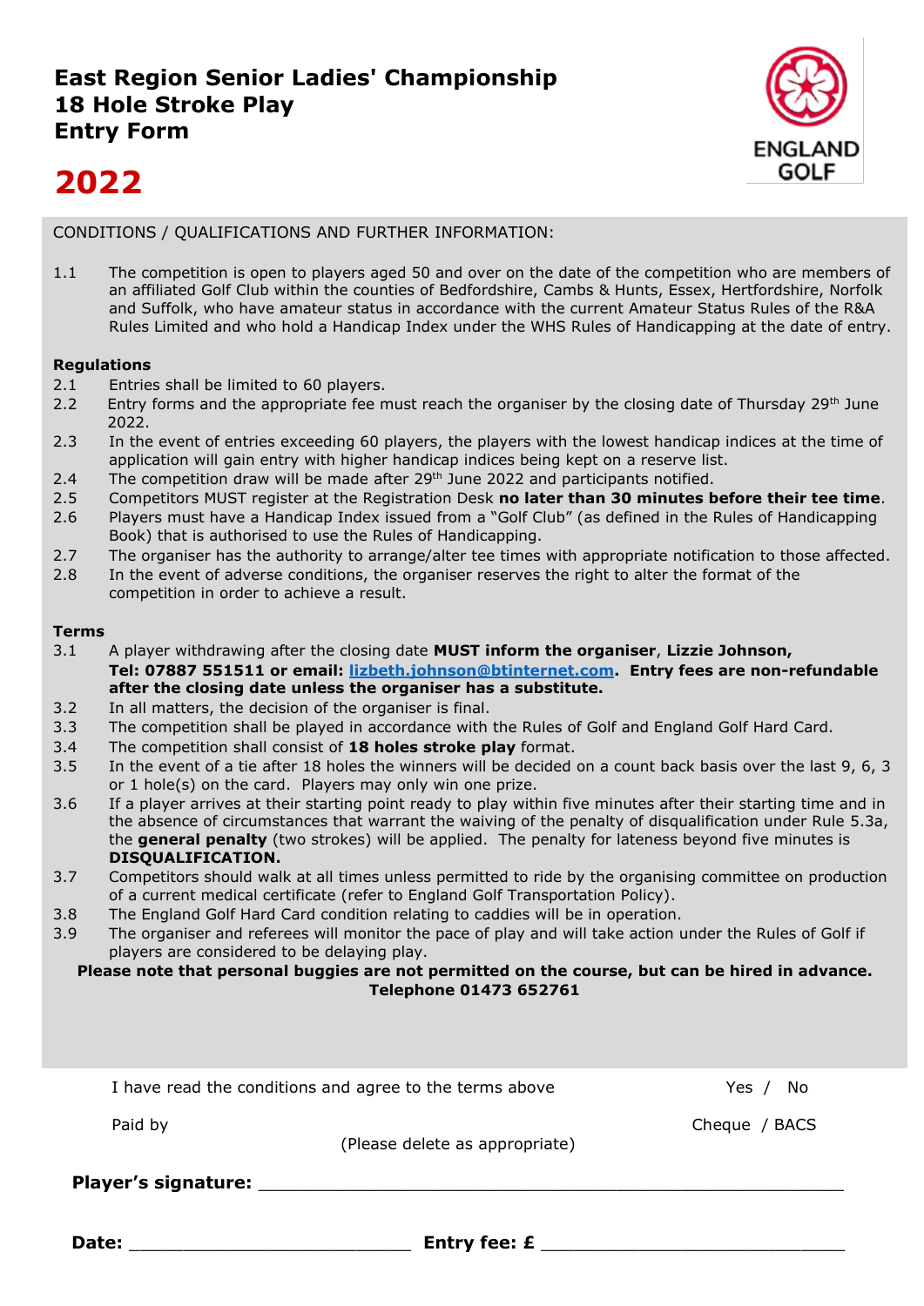# East Region Senior Ladies' Championship
# 18 Hole Stroke Play
# Entry Form

# 2022

ENGLAND GOLF

CONDITIONS / QUALIFICATIONS AND FURTHER INFORMATION:

1.1 The competition is open to players aged 50 and over on the date of the competition who are members of an affiliated Golf Club within the counties of Bedfordshire, Cambs & Hunts, Essex, Hertfordshire, Norfolk and Suffolk, who have amateur status in accordance with the current Amateur Status Rules of the R&A Rules Limited and who hold a Handicap Index under the WHS Rules of Handicapping at the date of entry.

**Regulations**

2.1 Entries shall be limited to 60 players.

2.2 Entry forms and the appropriate fee must reach the organiser by the closing date of Thursday 29th June 2022.

2.3 In the event of entries exceeding 60 players, the players with the lowest handicap indices at the time of application will gain entry with higher handicap indices being kept on a reserve list.

2.4 The competition draw will be made after 29th June 2022 and participants notified.

2.5 Competitors MUST register at the Registration Desk **no later than 30 minutes before their tee time**.

2.6 Players must have a Handicap Index issued from a "Golf Club" (as defined in the Rules of Handicapping Book) that is authorised to use the Rules of Handicapping.

2.7 The organiser has the authority to arrange/alter tee times with appropriate notification to those affected.

2.8 In the event of adverse conditions, the organiser reserves the right to alter the format of the competition in order to achieve a result.

**Terms**

3.1 A player withdrawing after the closing date **MUST inform the organiser**, **Lizzie Johnson, Tel: 07887 551511 or email: lizbeth.johnson@btinternet.com. Entry fees are non-refundable after the closing date unless the organiser has a substitute.**

3.2 In all matters, the decision of the organiser is final.

3.3 The competition shall be played in accordance with the Rules of Golf and England Golf Hard Card.

3.4 The competition shall consist of **18 holes stroke play** format.

3.5 In the event of a tie after 18 holes the winners will be decided on a count back basis over the last 9, 6, 3 or 1 hole(s) on the card. Players may only win one prize.

3.6 If a player arrives at their starting point ready to play within five minutes after their starting time and in the absence of circumstances that warrant the waiving of the penalty of disqualification under Rule 5.3a, the **general penalty** (two strokes) will be applied. The penalty for lateness beyond five minutes is **DISQUALIFICATION.**

3.7 Competitors should walk at all times unless permitted to ride by the organising committee on production of a current medical certificate (refer to England Golf Transportation Policy).

3.8 The England Golf Hard Card condition relating to caddies will be in operation.

3.9 The organiser and referees will monitor the pace of play and will take action under the Rules of Golf if players are considered to be delaying play.

**Please note that personal buggies are not permitted on the course, but can be hired in advance. Telephone 01473 652761**

I have read the conditions and agree to the terms above Yes / No

Paid by Cheque / BACS

(Please delete as appropriate)

**Player's signature:** ____________________

**Date:** ____________________ **Entry fee: £** ____________________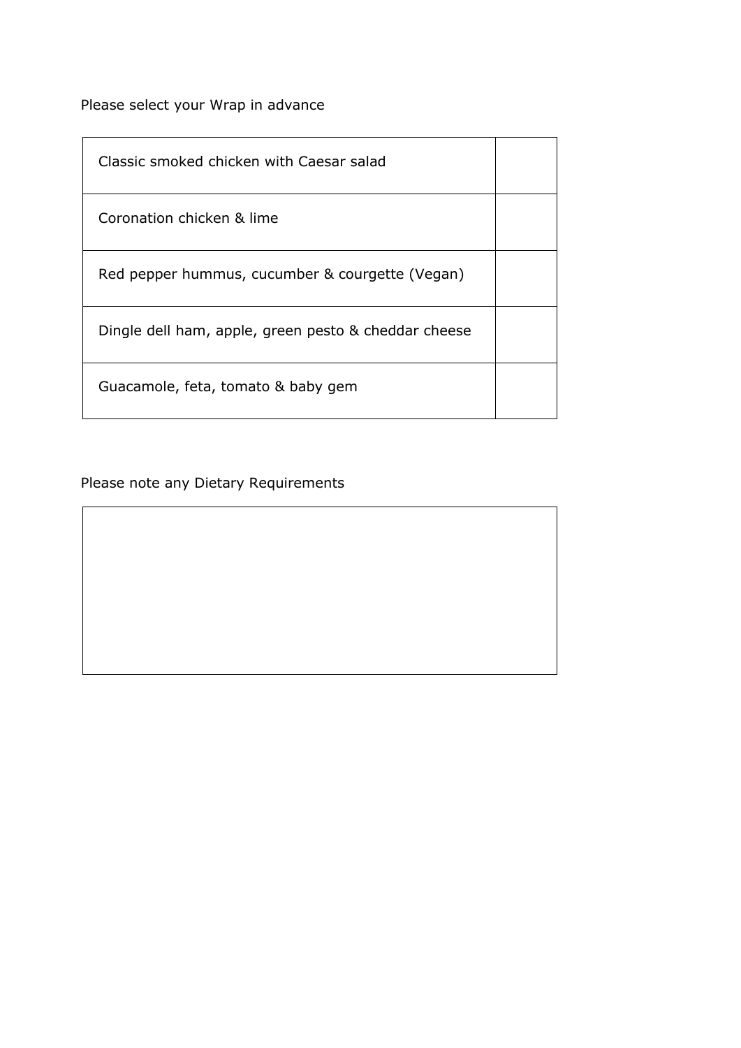Please select your Wrap in advance

| | |
|---|---|
| Classic smoked chicken with Caesar salad | |
| Coronation chicken & lime | |
| Red pepper hummus, cucumber & courgette (Vegan) | |
| Dingle dell ham, apple, green pesto & cheddar cheese | |
| Guacamole, feta, tomato & baby gem | |

Please note any Dietary Requirements

| |
|---|
| |